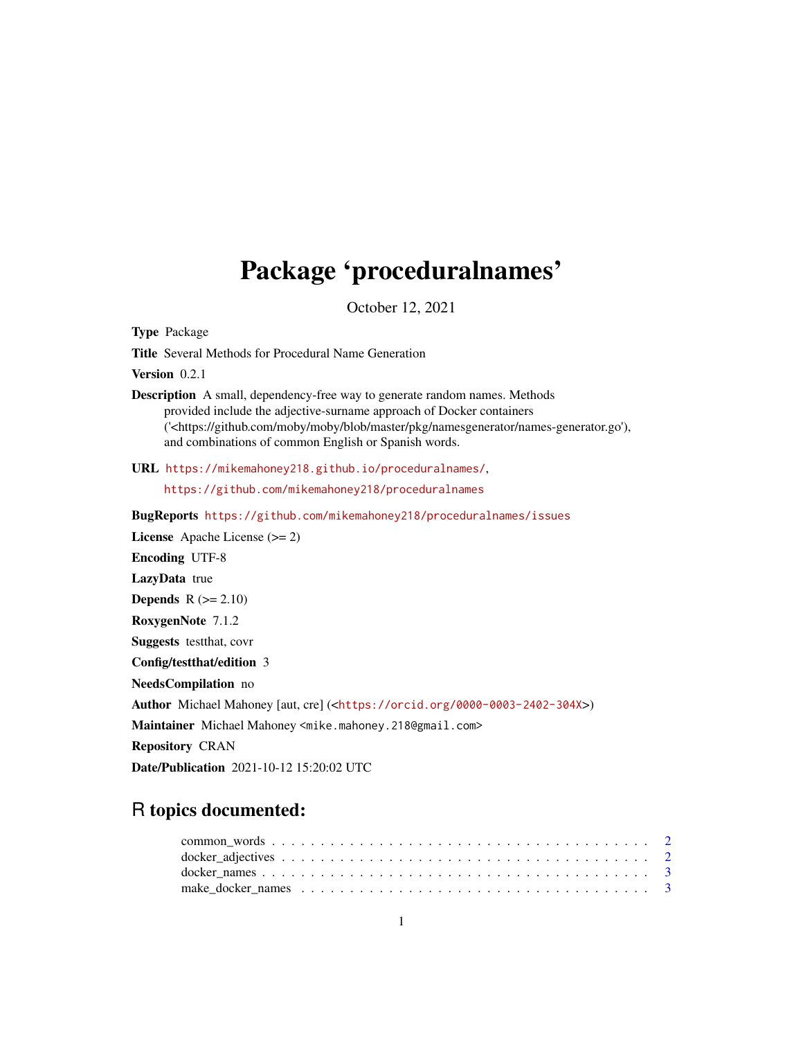# Package 'proceduralnames'

October 12, 2021

**Type** Package

**Title** Several Methods for Procedural Name Generation

**Version** 0.2.1

**Description** A small, dependency-free way to generate random names. Methods provided include the adjective-surname approach of Docker containers ('<https://github.com/moby/moby/blob/master/pkg/namesgenerator/names-generator.go'), and combinations of common English or Spanish words.

**URL** https://mikemahoney218.github.io/proceduralnames/, https://github.com/mikemahoney218/proceduralnames

**BugReports** https://github.com/mikemahoney218/proceduralnames/issues

**License** Apache License (>= 2)

**Encoding** UTF-8

**LazyData** true

**Depends** R (>= 2.10)

**RoxygenNote** 7.1.2

**Suggests** testthat, covr

**Config/testthat/edition** 3

**NeedsCompilation** no

**Author** Michael Mahoney [aut, cre] (<https://orcid.org/0000-0003-2402-304X>)

**Maintainer** Michael Mahoney <mike.mahoney.218@gmail.com>

**Repository** CRAN

**Date/Publication** 2021-10-12 15:20:02 UTC

## R topics documented:

common_words . . . . . . . . . . . . . . . . . . . . . . . . . . . . . . . . . . . . . 2
docker_adjectives . . . . . . . . . . . . . . . . . . . . . . . . . . . . . . . . . . . 2
docker_names . . . . . . . . . . . . . . . . . . . . . . . . . . . . . . . . . . . . . 3
make_docker_names . . . . . . . . . . . . . . . . . . . . . . . . . . . . . . . . . 3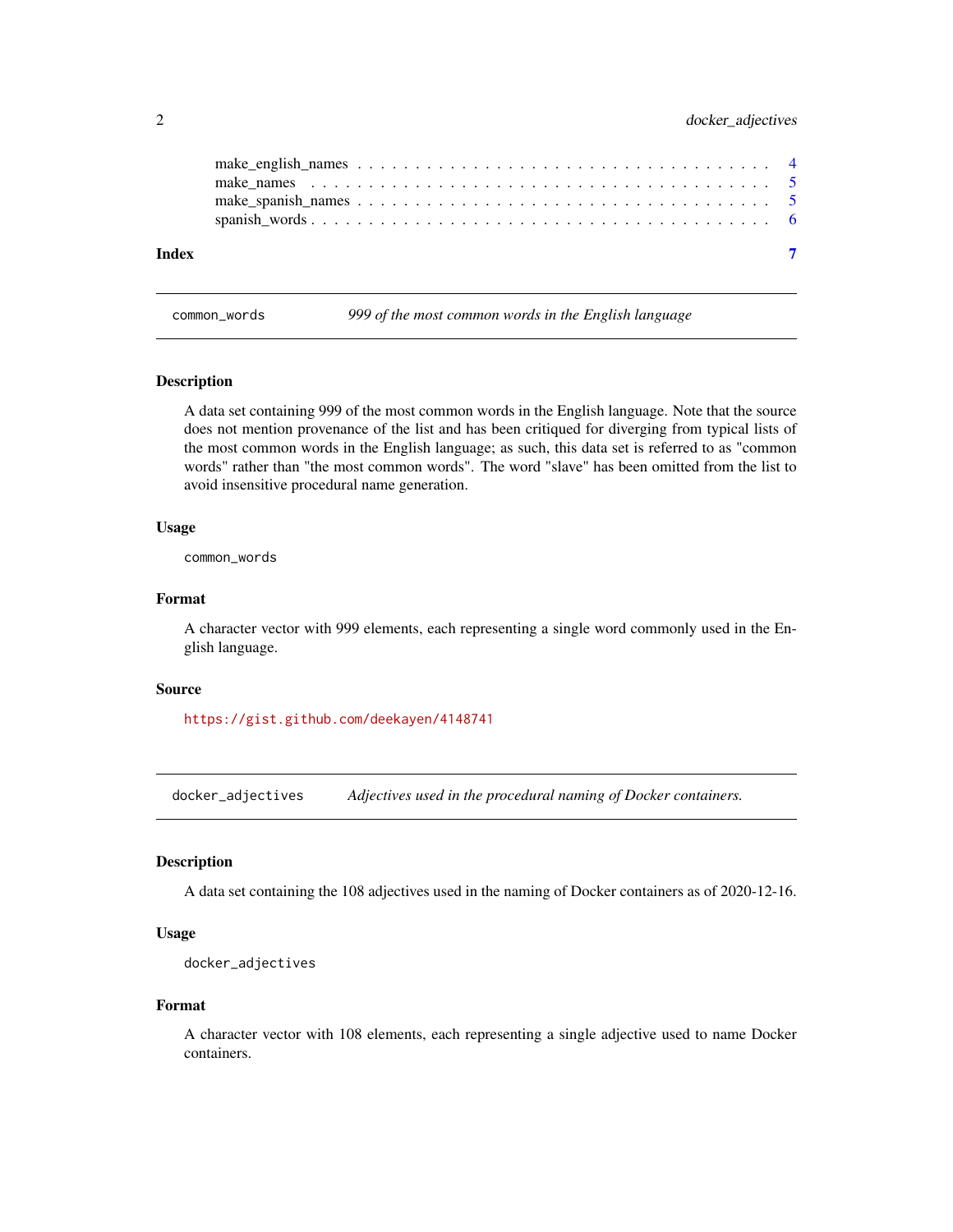make_english_names . . . . . . . . . . . . . . . . . . . . . . . . . . . . . . . . . . 4
make_names . . . . . . . . . . . . . . . . . . . . . . . . . . . . . . . . . . . . . . 5
make_spanish_names . . . . . . . . . . . . . . . . . . . . . . . . . . . . . . . . . . 5
spanish_words . . . . . . . . . . . . . . . . . . . . . . . . . . . . . . . . . . . . . 6

**Index** 7

---

## common_words — *999 of the most common words in the English language*

### Description

A data set containing 999 of the most common words in the English language. Note that the source does not mention provenance of the list and has been critiqued for diverging from typical lists of the most common words in the English language; as such, this data set is referred to as "common words" rather than "the most common words". The word "slave" has been omitted from the list to avoid insensitive procedural name generation.

### Usage

```
common_words
```

### Format

A character vector with 999 elements, each representing a single word commonly used in the English language.

### Source

https://gist.github.com/deekayen/4148741

---

## docker_adjectives — *Adjectives used in the procedural naming of Docker containers.*

### Description

A data set containing the 108 adjectives used in the naming of Docker containers as of 2020-12-16.

### Usage

```
docker_adjectives
```

### Format

A character vector with 108 elements, each representing a single adjective used to name Docker containers.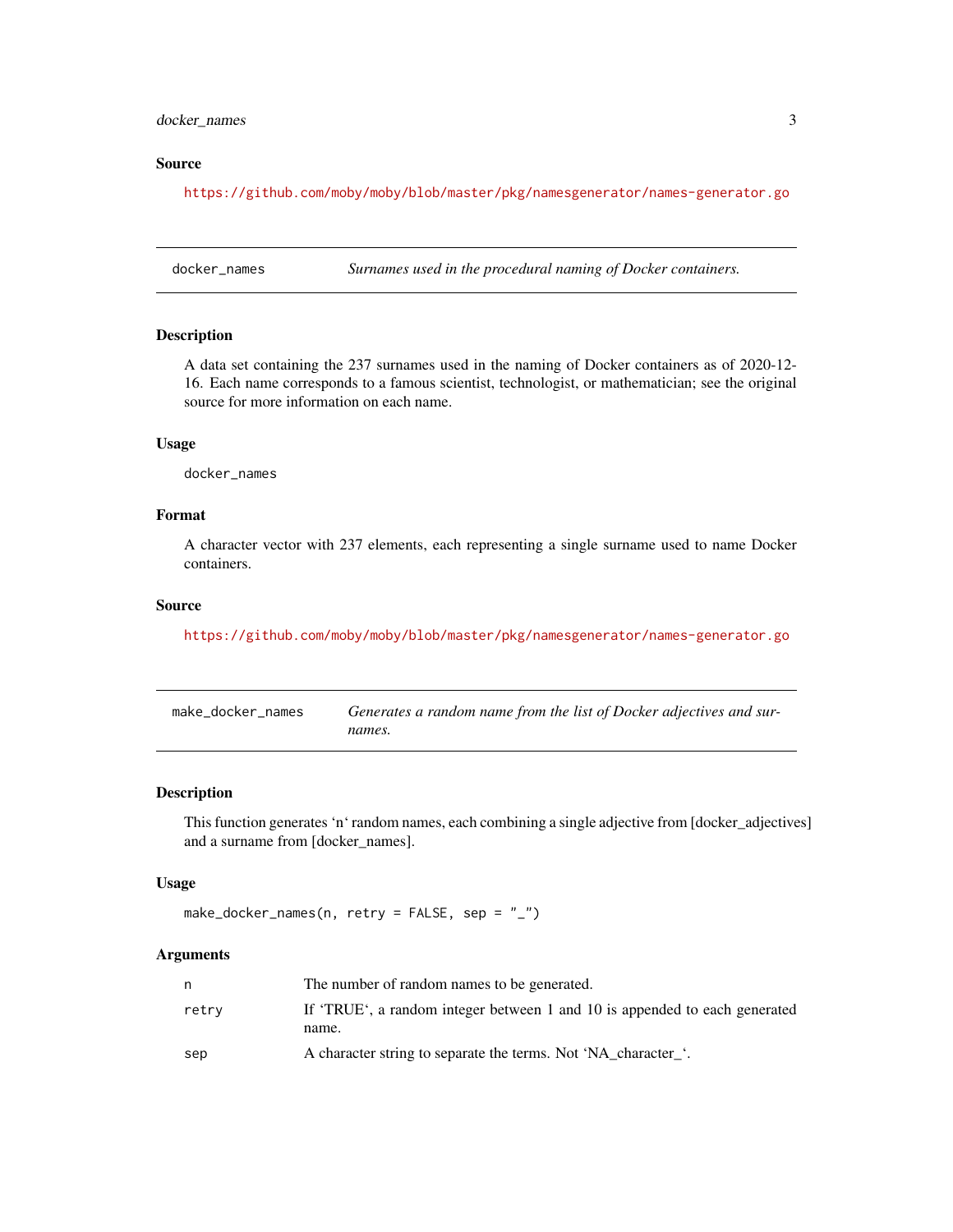### Source

https://github.com/moby/moby/blob/master/pkg/namesgenerator/names-generator.go

---

## docker_names — *Surnames used in the procedural naming of Docker containers.*

### Description

A data set containing the 237 surnames used in the naming of Docker containers as of 2020-12-16. Each name corresponds to a famous scientist, technologist, or mathematician; see the original source for more information on each name.

### Usage

```
docker_names
```

### Format

A character vector with 237 elements, each representing a single surname used to name Docker containers.

### Source

https://github.com/moby/moby/blob/master/pkg/namesgenerator/names-generator.go

---

## make_docker_names — *Generates a random name from the list of Docker adjectives and surnames.*

### Description

This function generates 'n' random names, each combining a single adjective from [docker_adjectives] and a surname from [docker_names].

### Usage

```
make_docker_names(n, retry = FALSE, sep = "_")
```

### Arguments

| | |
|---|---|
| n | The number of random names to be generated. |
| retry | If 'TRUE', a random integer between 1 and 10 is appended to each generated name. |
| sep | A character string to separate the terms. Not 'NA_character_'. |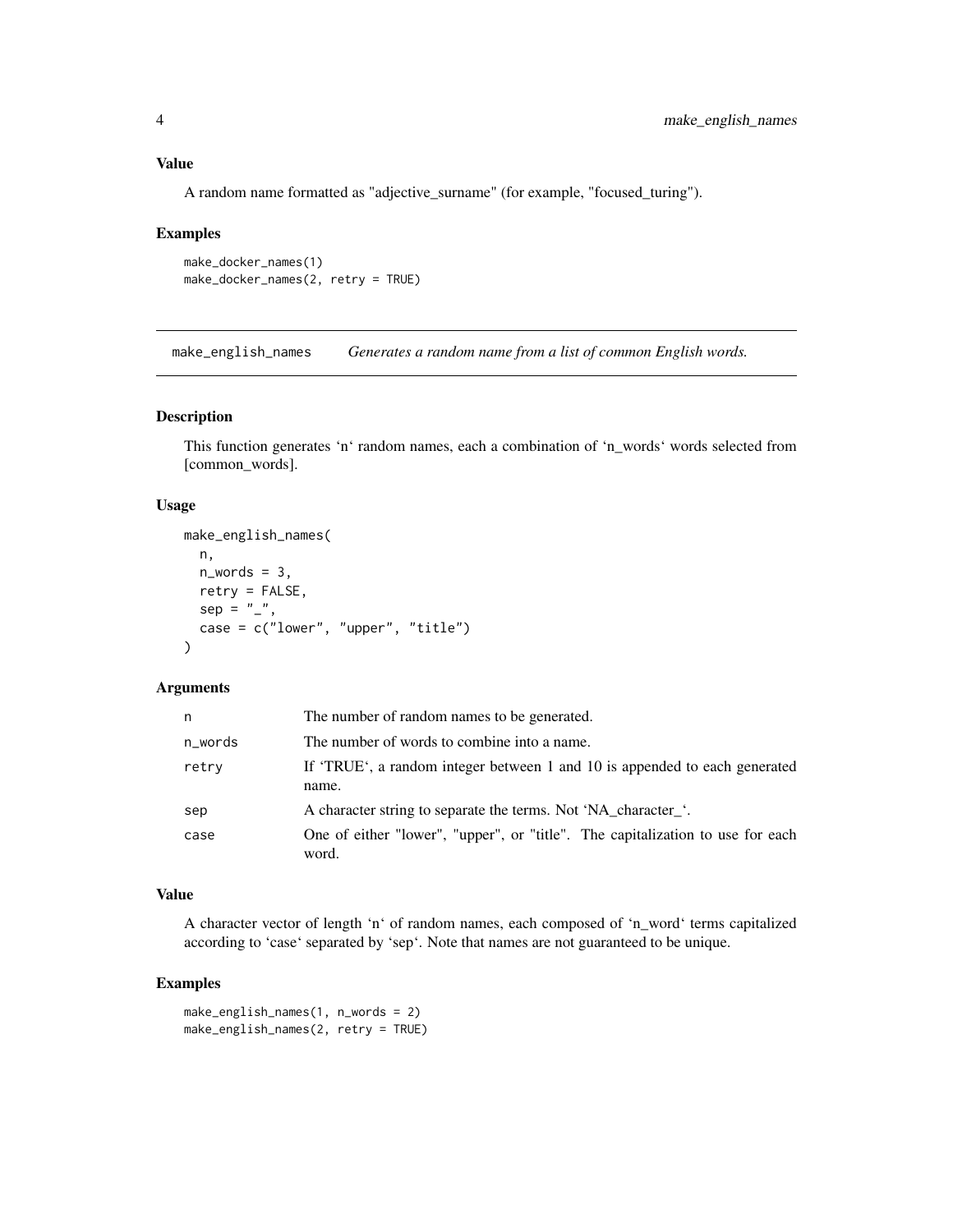## Value

A random name formatted as "adjective_surname" (for example, "focused_turing").

## Examples

```
make_docker_names(1)
make_docker_names(2, retry = TRUE)
```

---

# make_english_names — *Generates a random name from a list of common English words.*

---

## Description

This function generates 'n' random names, each a combination of 'n_words' words selected from [common_words].

## Usage

```
make_english_names(
  n,
  n_words = 3,
  retry = FALSE,
  sep = "_",
  case = c("lower", "upper", "title")
)
```

## Arguments

| Argument | Description |
| --- | --- |
| n | The number of random names to be generated. |
| n_words | The number of words to combine into a name. |
| retry | If 'TRUE', a random integer between 1 and 10 is appended to each generated name. |
| sep | A character string to separate the terms. Not 'NA_character_'. |
| case | One of either "lower", "upper", or "title". The capitalization to use for each word. |

## Value

A character vector of length 'n' of random names, each composed of 'n_word' terms capitalized according to 'case' separated by 'sep'. Note that names are not guaranteed to be unique.

## Examples

```
make_english_names(1, n_words = 2)
make_english_names(2, retry = TRUE)
```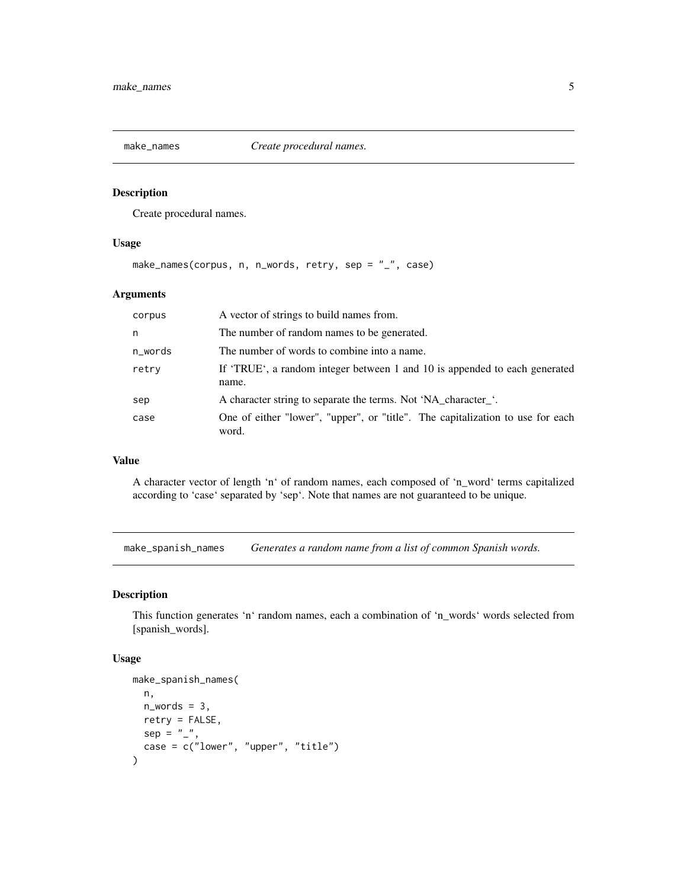## make_names    *Create procedural names.*

### Description

Create procedural names.

### Usage

```
make_names(corpus, n, n_words, retry, sep = "_", case)
```

### Arguments

| | |
|---|---|
| corpus | A vector of strings to build names from. |
| n | The number of random names to be generated. |
| n_words | The number of words to combine into a name. |
| retry | If ‘TRUE‘, a random integer between 1 and 10 is appended to each generated name. |
| sep | A character string to separate the terms. Not ‘NA_character_‘. |
| case | One of either "lower", "upper", or "title". The capitalization to use for each word. |

### Value

A character vector of length ‘n‘ of random names, each composed of ‘n_word‘ terms capitalized according to ‘case‘ separated by ‘sep‘. Note that names are not guaranteed to be unique.

## make_spanish_names    *Generates a random name from a list of common Spanish words.*

### Description

This function generates ‘n‘ random names, each a combination of ‘n_words‘ words selected from [spanish_words].

### Usage

```
make_spanish_names(
  n,
  n_words = 3,
  retry = FALSE,
  sep = "_",
  case = c("lower", "upper", "title")
)
```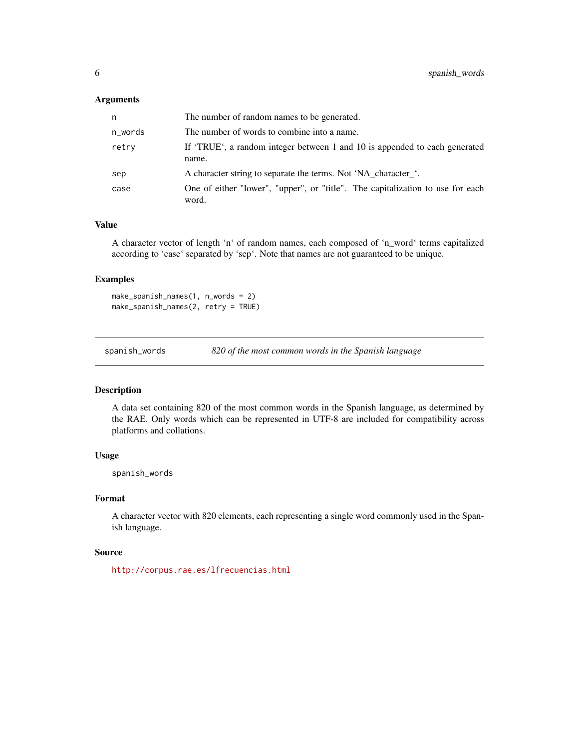### Arguments

| | |
|---|---|
| n | The number of random names to be generated. |
| n_words | The number of words to combine into a name. |
| retry | If ‘TRUE‘, a random integer between 1 and 10 is appended to each generated name. |
| sep | A character string to separate the terms. Not ‘NA_character_‘. |
| case | One of either "lower", "upper", or "title". The capitalization to use for each word. |

### Value

A character vector of length ‘n‘ of random names, each composed of ‘n_word‘ terms capitalized according to ‘case‘ separated by ‘sep‘. Note that names are not guaranteed to be unique.

### Examples

```
make_spanish_names(1, n_words = 2)
make_spanish_names(2, retry = TRUE)
```

---

## spanish_words — *820 of the most common words in the Spanish language*

### Description

A data set containing 820 of the most common words in the Spanish language, as determined by the RAE. Only words which can be represented in UTF-8 are included for compatibility across platforms and collations.

### Usage

```
spanish_words
```

### Format

A character vector with 820 elements, each representing a single word commonly used in the Spanish language.

### Source

http://corpus.rae.es/lfrecuencias.html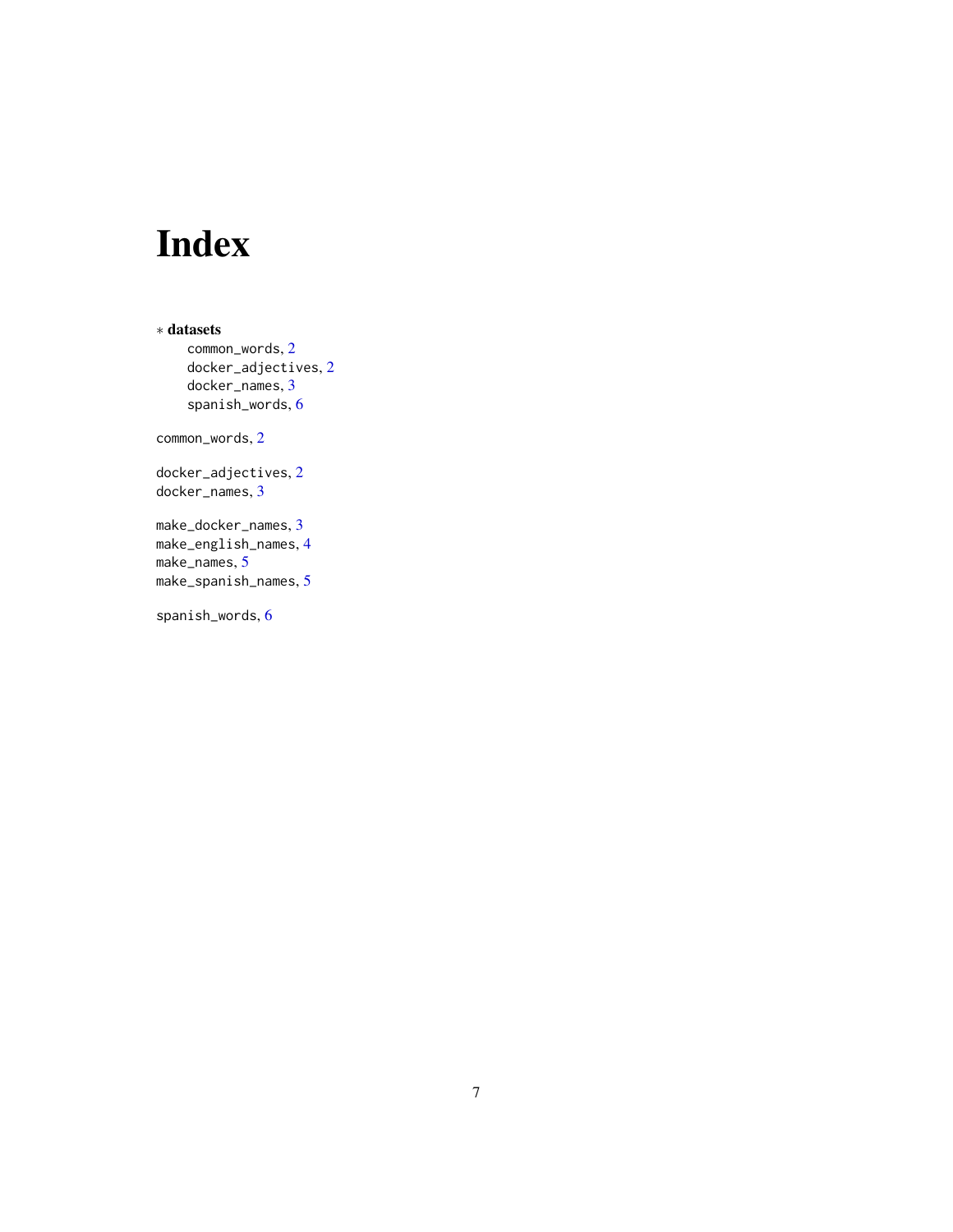# Index

∗ **datasets**

  common_words, 2
  docker_adjectives, 2
  docker_names, 3
  spanish_words, 6

common_words, 2

docker_adjectives, 2
docker_names, 3

make_docker_names, 3
make_english_names, 4
make_names, 5
make_spanish_names, 5

spanish_words, 6